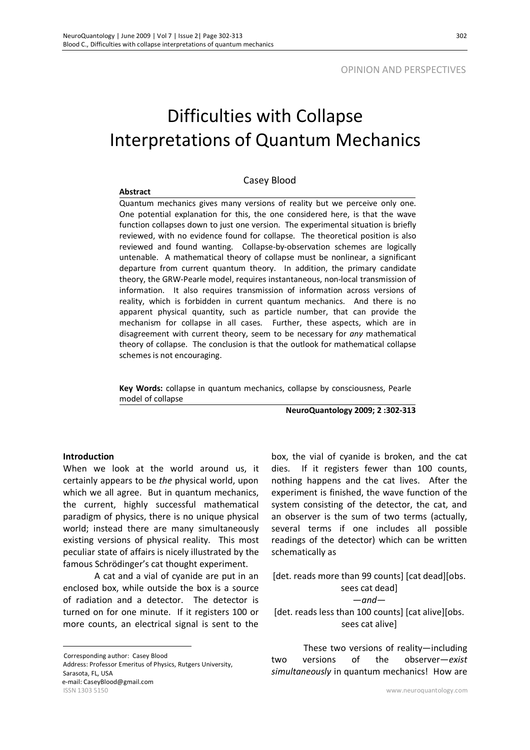OPINION AND PERSPECTIVES

# Difficulties with Collapse Interpretations of Quantum Mechanics

Casey Blood

**Abstract**

Quantum mechanics gives many versions of reality but we perceive only one. One potential explanation for this, the one considered here, is that the wave function collapses down to just one version. The experimental situation is briefly reviewed, with no evidence found for collapse. The theoretical position is also reviewed and found wanting. Collapse-by-observation schemes are logically untenable. A mathematical theory of collapse must be nonlinear, a significant departure from current quantum theory. In addition, the primary candidate theory, the GRW-Pearle model, requires instantaneous, non-local transmission of information. It also requires transmission of information across versions of reality, which is forbidden in current quantum mechanics. And there is no apparent physical quantity, such as particle number, that can provide the mechanism for collapse in all cases. Further, these aspects, which are in disagreement with current theory, seem to be necessary for *any* mathematical theory of collapse. The conclusion is that the outlook for mathematical collapse schemes is not encouraging.

**Key Words:** collapse in quantum mechanics, collapse by consciousness, Pearle model of collapse

**NeuroQuantology 2009; 2 :302-313**

## Introduction

When we look at the world around us, it certainly appears to be *the* physical world, upon which we all agree. But in quantum mechanics, the current, highly successful mathematical paradigm of physics, there is no unique physical world; instead there are many simultaneously existing versions of physical reality. This most peculiar state of affairs is nicely illustrated by the famous Schrödinger's cat thought experiment.

A cat and a vial of cyanide are put in an enclosed box, while outside the box is a source of radiation and a detector. The detector is turned on for one minute. If it registers 100 or more counts, an electrical signal is sent to the box, the vial of cyanide is broken, and the cat dies. If it registers fewer than 100 counts, nothing happens and the cat lives. After the experiment is finished, the wave function of the system consisting of the detector, the cat, and an observer is the sum of two terms (actually, several terms if one includes all possible readings of the detector) which can be written schematically as

[det. reads more than 99 counts] [cat dead][obs. sees cat dead]

—*and*—

[det. reads less than 100 counts] [cat alive][obs. sees cat alive]

These two versions of reality—including two versions of the observer—*exist simultaneously* in quantum mechanics! How are

Corresponding author: Casey Blood
Address: Professor Emeritus of Physics, Rutgers University, Sarasota, FL, USA
e-mail: CaseyBlood@gmail.com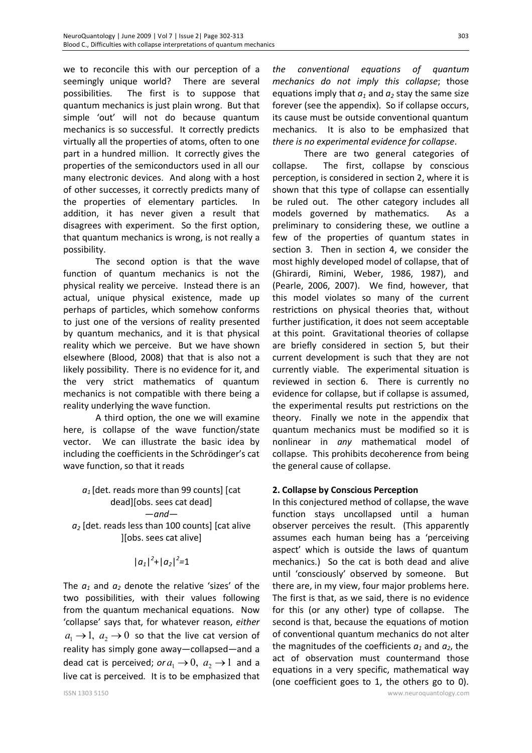we to reconcile this with our perception of a seemingly unique world? There are several possibilities. The first is to suppose that quantum mechanics is just plain wrong. But that simple 'out' will not do because quantum mechanics is so successful. It correctly predicts virtually all the properties of atoms, often to one part in a hundred million. It correctly gives the properties of the semiconductors used in all our many electronic devices. And along with a host of other successes, it correctly predicts many of the properties of elementary particles. In addition, it has never given a result that disagrees with experiment. So the first option, that quantum mechanics is wrong, is not really a possibility.

The second option is that the wave function of quantum mechanics is not the physical reality we perceive. Instead there is an actual, unique physical existence, made up perhaps of particles, which somehow conforms to just one of the versions of reality presented by quantum mechanics, and it is that physical reality which we perceive. But we have shown elsewhere (Blood, 2008) that that is also not a likely possibility. There is no evidence for it, and the very strict mathematics of quantum mechanics is not compatible with there being a reality underlying the wave function.

A third option, the one we will examine here, is collapse of the wave function/state vector. We can illustrate the basic idea by including the coefficients in the Schrödinger's cat wave function, so that it reads

$a_1$ [det. reads more than 99 counts] [cat dead][obs. sees cat dead]

*—and—*

$a_2$ [det. reads less than 100 counts] [cat alive ][obs. sees cat alive]

$$|a_1|^2+|a_2|^2=1$$

The $a_1$ and $a_2$ denote the relative 'sizes' of the two possibilities, with their values following from the quantum mechanical equations. Now 'collapse' says that, for whatever reason, *either* $a_1 \to 1,\ a_2 \to 0$ so that the live cat version of reality has simply gone away—collapsed—and a dead cat is perceived; *or* $a_1 \to 0,\ a_2 \to 1$ and a live cat is perceived. It is to be emphasized that *the conventional equations of quantum mechanics do not imply this collapse*; those equations imply that $a_1$ and $a_2$ stay the same size forever (see the appendix). So if collapse occurs, its cause must be outside conventional quantum mechanics. It is also to be emphasized that *there is no experimental evidence for collapse*.

There are two general categories of collapse. The first, collapse by conscious perception, is considered in section 2, where it is shown that this type of collapse can essentially be ruled out. The other category includes all models governed by mathematics. As a preliminary to considering these, we outline a few of the properties of quantum states in section 3. Then in section 4, we consider the most highly developed model of collapse, that of (Ghirardi, Rimini, Weber, 1986, 1987), and (Pearle, 2006, 2007). We find, however, that this model violates so many of the current restrictions on physical theories that, without further justification, it does not seem acceptable at this point. Gravitational theories of collapse are briefly considered in section 5, but their current development is such that they are not currently viable. The experimental situation is reviewed in section 6. There is currently no evidence for collapse, but if collapse is assumed, the experimental results put restrictions on the theory. Finally we note in the appendix that quantum mechanics must be modified so it is nonlinear in *any* mathematical model of collapse. This prohibits decoherence from being the general cause of collapse.

## 2. Collapse by Conscious Perception

In this conjectured method of collapse, the wave function stays uncollapsed until a human observer perceives the result. (This apparently assumes each human being has a 'perceiving aspect' which is outside the laws of quantum mechanics.) So the cat is both dead and alive until 'consciously' observed by someone. But there are, in my view, four major problems here. The first is that, as we said, there is no evidence for this (or any other) type of collapse. The second is that, because the equations of motion of conventional quantum mechanics do not alter the magnitudes of the coefficients $a_1$ and $a_2$, the act of observation must countermand those equations in a very specific, mathematical way (one coefficient goes to 1, the others go to 0).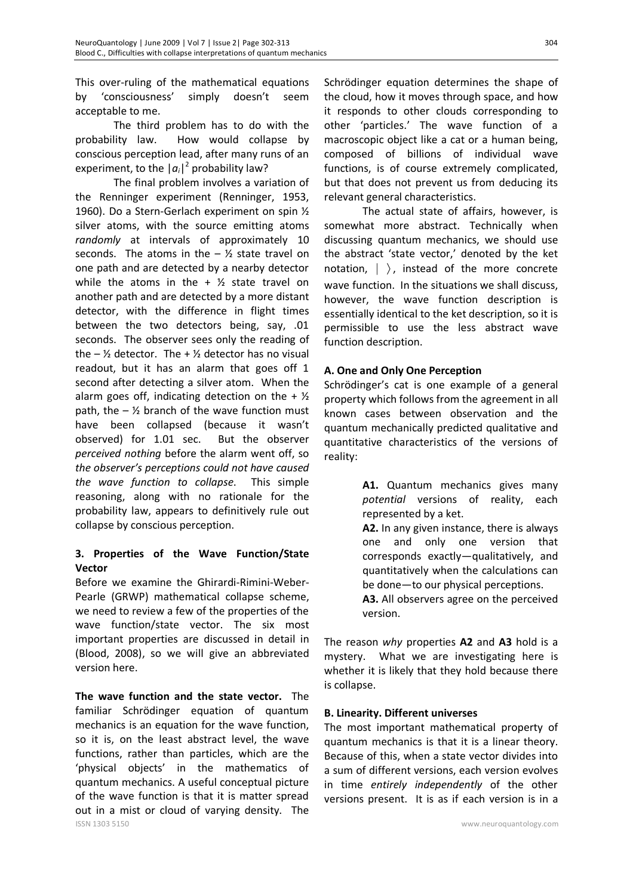This over-ruling of the mathematical equations by 'consciousness' simply doesn't seem acceptable to me.

The third problem has to do with the probability law. How would collapse by conscious perception lead, after many runs of an experiment, to the $|a_i|^2$ probability law?

The final problem involves a variation of the Renninger experiment (Renninger, 1953, 1960). Do a Stern-Gerlach experiment on spin ½ silver atoms, with the source emitting atoms *randomly* at intervals of approximately 10 seconds. The atoms in the – ½ state travel on one path and are detected by a nearby detector while the atoms in the + ½ state travel on another path and are detected by a more distant detector, with the difference in flight times between the two detectors being, say, .01 seconds. The observer sees only the reading of the – ½ detector. The + ½ detector has no visual readout, but it has an alarm that goes off 1 second after detecting a silver atom. When the alarm goes off, indicating detection on the + ½ path, the – ½ branch of the wave function must have been collapsed (because it wasn't observed) for 1.01 sec. But the observer *perceived nothing* before the alarm went off, so *the observer's perceptions could not have caused the wave function to collapse*. This simple reasoning, along with no rationale for the probability law, appears to definitively rule out collapse by conscious perception.

## 3. Properties of the Wave Function/State Vector

Before we examine the Ghirardi-Rimini-Weber-Pearle (GRWP) mathematical collapse scheme, we need to review a few of the properties of the wave function/state vector. The six most important properties are discussed in detail in (Blood, 2008), so we will give an abbreviated version here.

**The wave function and the state vector.** The familiar Schrödinger equation of quantum mechanics is an equation for the wave function, so it is, on the least abstract level, the wave functions, rather than particles, which are the 'physical objects' in the mathematics of quantum mechanics. A useful conceptual picture of the wave function is that it is matter spread out in a mist or cloud of varying density. The Schrödinger equation determines the shape of the cloud, how it moves through space, and how it responds to other clouds corresponding to other 'particles.' The wave function of a macroscopic object like a cat or a human being, composed of billions of individual wave functions, is of course extremely complicated, but that does not prevent us from deducing its relevant general characteristics.

The actual state of affairs, however, is somewhat more abstract. Technically when discussing quantum mechanics, we should use the abstract 'state vector,' denoted by the ket notation, $|\ \rangle$, instead of the more concrete wave function. In the situations we shall discuss, however, the wave function description is essentially identical to the ket description, so it is permissible to use the less abstract wave function description.

### A. One and Only One Perception

Schrödinger's cat is one example of a general property which follows from the agreement in all known cases between observation and the quantum mechanically predicted qualitative and quantitative characteristics of the versions of reality:

> **A1.** Quantum mechanics gives many *potential* versions of reality, each represented by a ket.
>
> **A2.** In any given instance, there is always one and only one version that corresponds exactly—qualitatively, and quantitatively when the calculations can be done—to our physical perceptions.
>
> **A3.** All observers agree on the perceived version.

The reason *why* properties **A2** and **A3** hold is a mystery. What we are investigating here is whether it is likely that they hold because there is collapse.

### B. Linearity. Different universes

The most important mathematical property of quantum mechanics is that it is a linear theory. Because of this, when a state vector divides into a sum of different versions, each version evolves in time *entirely independently* of the other versions present. It is as if each version is in a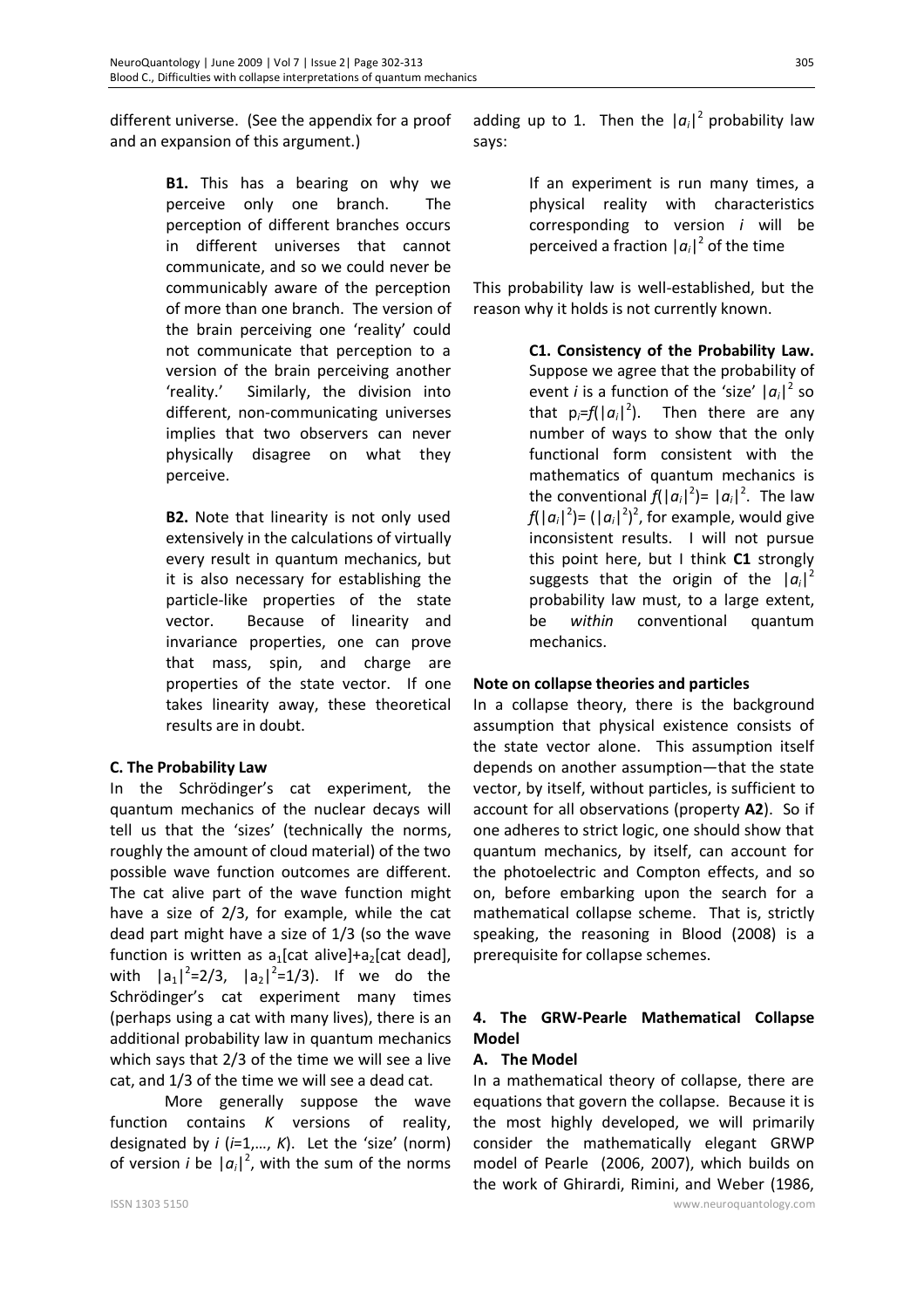different universe. (See the appendix for a proof and an expansion of this argument.)

> **B1.** This has a bearing on why we perceive only one branch. The perception of different branches occurs in different universes that cannot communicate, and so we could never be communicably aware of the perception of more than one branch. The version of the brain perceiving one 'reality' could not communicate that perception to a version of the brain perceiving another 'reality.' Similarly, the division into different, non-communicating universes implies that two observers can never physically disagree on what they perceive.

> **B2.** Note that linearity is not only used extensively in the calculations of virtually every result in quantum mechanics, but it is also necessary for establishing the particle-like properties of the state vector. Because of linearity and invariance properties, one can prove that mass, spin, and charge are properties of the state vector. If one takes linearity away, these theoretical results are in doubt.

### C. The Probability Law

In the Schrödinger's cat experiment, the quantum mechanics of the nuclear decays will tell us that the 'sizes' (technically the norms, roughly the amount of cloud material) of the two possible wave function outcomes are different. The cat alive part of the wave function might have a size of 2/3, for example, while the cat dead part might have a size of 1/3 (so the wave function is written as $a_1$[cat alive]+$a_2$[cat dead], with $|a_1|^2=2/3$, $|a_2|^2=1/3$). If we do the Schrödinger's cat experiment many times (perhaps using a cat with many lives), there is an additional probability law in quantum mechanics which says that 2/3 of the time we will see a live cat, and 1/3 of the time we will see a dead cat.

More generally suppose the wave function contains $K$ versions of reality, designated by $i$ ($i$=1,…, $K$). Let the 'size' (norm) of version $i$ be $|a_i|^2$, with the sum of the norms adding up to 1. Then the $|a_i|^2$ probability law says:

> If an experiment is run many times, a physical reality with characteristics corresponding to version $i$ will be perceived a fraction $|a_i|^2$ of the time

This probability law is well-established, but the reason why it holds is not currently known.

> **C1. Consistency of the Probability Law.** Suppose we agree that the probability of event $i$ is a function of the 'size' $|a_i|^2$ so that $p_i=f(|a_i|^2)$. Then there are any number of ways to show that the only functional form consistent with the mathematics of quantum mechanics is the conventional $f(|a_i|^2)=|a_i|^2$. The law $f(|a_i|^2)=(|a_i|^2)^2$, for example, would give inconsistent results. I will not pursue this point here, but I think **C1** strongly suggests that the origin of the $|a_i|^2$ probability law must, to a large extent, be *within* conventional quantum mechanics.

#### Note on collapse theories and particles

In a collapse theory, there is the background assumption that physical existence consists of the state vector alone. This assumption itself depends on another assumption—that the state vector, by itself, without particles, is sufficient to account for all observations (property **A2**). So if one adheres to strict logic, one should show that quantum mechanics, by itself, can account for the photoelectric and Compton effects, and so on, before embarking upon the search for a mathematical collapse scheme. That is, strictly speaking, the reasoning in Blood (2008) is a prerequisite for collapse schemes.

## 4. The GRW-Pearle Mathematical Collapse Model

### A. The Model

In a mathematical theory of collapse, there are equations that govern the collapse. Because it is the most highly developed, we will primarily consider the mathematically elegant GRWP model of Pearle (2006, 2007), which builds on the work of Ghirardi, Rimini, and Weber (1986,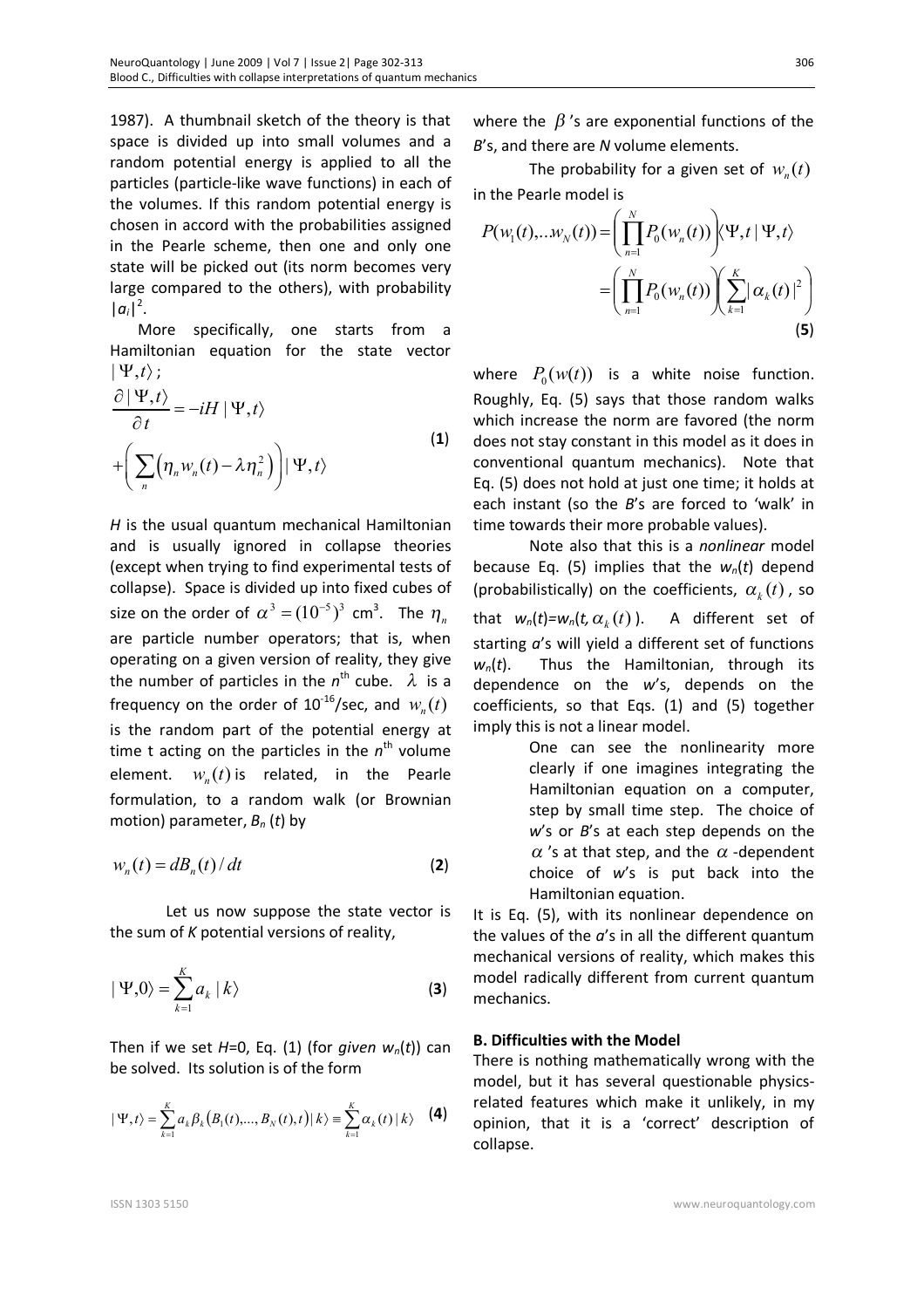1987). A thumbnail sketch of the theory is that space is divided up into small volumes and a random potential energy is applied to all the particles (particle-like wave functions) in each of the volumes. If this random potential energy is chosen in accord with the probabilities assigned in the Pearle scheme, then one and only one state will be picked out (its norm becomes very large compared to the others), with probability $|a_i|^2$.

More specifically, one starts from a Hamiltonian equation for the state vector $|\Psi,t\rangle$;

$$\frac{\partial|\Psi,t\rangle}{\partial t}=-iH|\Psi,t\rangle+\left(\sum_n\left(\eta_n w_n(t)-\lambda\eta_n^2\right)\right)|\Psi,t\rangle \tag{1}$$

$H$ is the usual quantum mechanical Hamiltonian and is usually ignored in collapse theories (except when trying to find experimental tests of collapse). Space is divided up into fixed cubes of size on the order of $\alpha^3=(10^{-5})^3$ cm$^3$. The $\eta_n$ are particle number operators; that is, when operating on a given version of reality, they give the number of particles in the $n^{\text{th}}$ cube. $\lambda$ is a frequency on the order of $10^{-16}$/sec, and $w_n(t)$ is the random part of the potential energy at time t acting on the particles in the $n^{\text{th}}$ volume element. $w_n(t)$ is related, in the Pearle formulation, to a random walk (or Brownian motion) parameter, $B_n(t)$ by

$$w_n(t)=dB_n(t)/dt \tag{2}$$

Let us now suppose the state vector is the sum of $K$ potential versions of reality,

$$|\Psi,0\rangle=\sum_{k=1}^{K}a_k|k\rangle \tag{3}$$

Then if we set $H$=0, Eq. (1) (for *given* $w_n(t)$) can be solved. Its solution is of the form

$$|\Psi,t\rangle=\sum_{k=1}^{K}a_k\beta_k\left(B_1(t),...,B_N(t),t\right)|k\rangle\equiv\sum_{k=1}^{K}\alpha_k(t)|k\rangle \tag{4}$$

where the $\beta$'s are exponential functions of the $B$'s, and there are $N$ volume elements.

The probability for a given set of $w_n(t)$ in the Pearle model is

$$\begin{aligned}P(w_1(t),...w_N(t))&=\left(\prod_{n=1}^{N}P_0(w_n(t))\right)\langle\Psi,t|\Psi,t\rangle\\&=\left(\prod_{n=1}^{N}P_0(w_n(t))\right)\left(\sum_{k=1}^{K}|\alpha_k(t)|^2\right)\end{aligned} \tag{5}$$

where $P_0(w(t))$ is a white noise function. Roughly, Eq. (5) says that those random walks which increase the norm are favored (the norm does not stay constant in this model as it does in conventional quantum mechanics). Note that Eq. (5) does not hold at just one time; it holds at each instant (so the $B$'s are forced to 'walk' in time towards their more probable values).

Note also that this is a *nonlinear* model because Eq. (5) implies that the $w_n(t)$ depend (probabilistically) on the coefficients, $\alpha_k(t)$, so that $w_n(t)=w_n(t,\alpha_k(t))$. A different set of starting $a$'s will yield a different set of functions $w_n(t)$. Thus the Hamiltonian, through its dependence on the $w$'s, depends on the coefficients, so that Eqs. (1) and (5) together imply this is not a linear model.

> One can see the nonlinearity more clearly if one imagines integrating the Hamiltonian equation on a computer, step by small time step. The choice of $w$'s or $B$'s at each step depends on the $\alpha$'s at that step, and the $\alpha$-dependent choice of $w$'s is put back into the Hamiltonian equation.

It is Eq. (5), with its nonlinear dependence on the values of the $a$'s in all the different quantum mechanical versions of reality, which makes this model radically different from current quantum mechanics.

**B. Difficulties with the Model**

There is nothing mathematically wrong with the model, but it has several questionable physics-related features which make it unlikely, in my opinion, that it is a 'correct' description of collapse.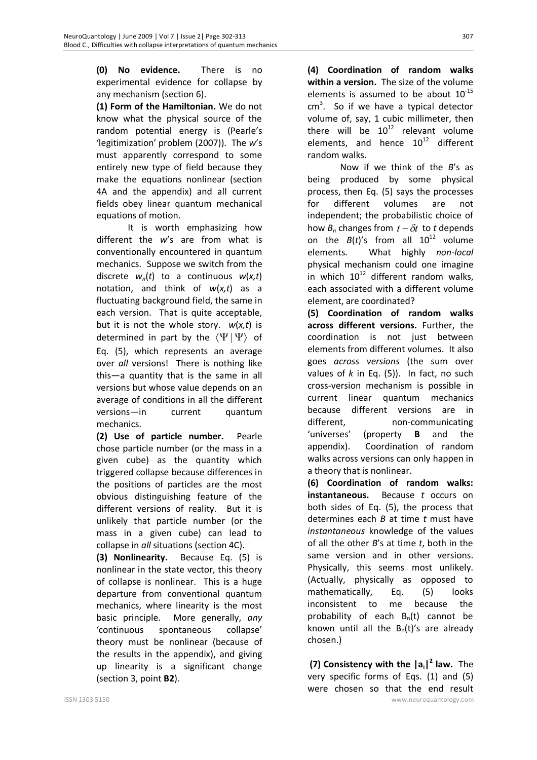**(0) No evidence.** There is no experimental evidence for collapse by any mechanism (section 6).

**(1) Form of the Hamiltonian.** We do not know what the physical source of the random potential energy is (Pearle's 'legitimization' problem (2007)). The *w*'s must apparently correspond to some entirely new type of field because they make the equations nonlinear (section 4A and the appendix) and all current fields obey linear quantum mechanical equations of motion.

It is worth emphasizing how different the *w*'s are from what is conventionally encountered in quantum mechanics. Suppose we switch from the discrete $w_n(t)$ to a continuous $w(x,t)$ notation, and think of $w(x,t)$ as a fluctuating background field, the same in each version. That is quite acceptable, but it is not the whole story. $w(x,t)$ is determined in part by the $\langle \Psi | \Psi \rangle$ of Eq. (5), which represents an average over *all* versions! There is nothing like this—a quantity that is the same in all versions but whose value depends on an average of conditions in all the different versions—in current quantum mechanics.

**(2) Use of particle number.** Pearle chose particle number (or the mass in a given cube) as the quantity which triggered collapse because differences in the positions of particles are the most obvious distinguishing feature of the different versions of reality. But it is unlikely that particle number (or the mass in a given cube) can lead to collapse in *all* situations (section 4C).

**(3) Nonlinearity.** Because Eq. (5) is nonlinear in the state vector, this theory of collapse is nonlinear. This is a huge departure from conventional quantum mechanics, where linearity is the most basic principle. More generally, *any* 'continuous spontaneous collapse' theory must be nonlinear (because of the results in the appendix), and giving up linearity is a significant change (section 3, point **B2**).

**(4) Coordination of random walks within a version.** The size of the volume elements is assumed to be about $10^{-15}$ cm$^3$. So if we have a typical detector volume of, say, 1 cubic millimeter, then there will be $10^{12}$ relevant volume elements, and hence $10^{12}$ different random walks.

Now if we think of the *B*'s as being produced by some physical process, then Eq. (5) says the processes for different volumes are not independent; the probabilistic choice of how $B_n$ changes from $t-\delta t$ to $t$ depends on the $B(t)$'s from all $10^{12}$ volume elements. What highly *non-local* physical mechanism could one imagine in which $10^{12}$ different random walks, each associated with a different volume element, are coordinated?

**(5) Coordination of random walks across different versions.** Further, the coordination is not just between elements from different volumes. It also goes *across versions* (the sum over values of *k* in Eq. (5)). In fact, no such cross-version mechanism is possible in current linear quantum mechanics because different versions are in different, non-communicating 'universes' (property **B** and the appendix). Coordination of random walks across versions can only happen in a theory that is nonlinear.

**(6) Coordination of random walks: instantaneous.** Because *t* occurs on both sides of Eq. (5), the process that determines each *B* at time *t* must have *instantaneous* knowledge of the values of all the other *B*'s at time *t*, both in the same version and in other versions. Physically, this seems most unlikely. (Actually, physically as opposed to mathematically, Eq. (5) looks inconsistent to me because the probability of each $B_n(t)$ cannot be known until all the $B_n(t)$'s are already chosen.)

**(7) Consistency with the $|a_i|^2$ law.** The very specific forms of Eqs. (1) and (5) were chosen so that the end result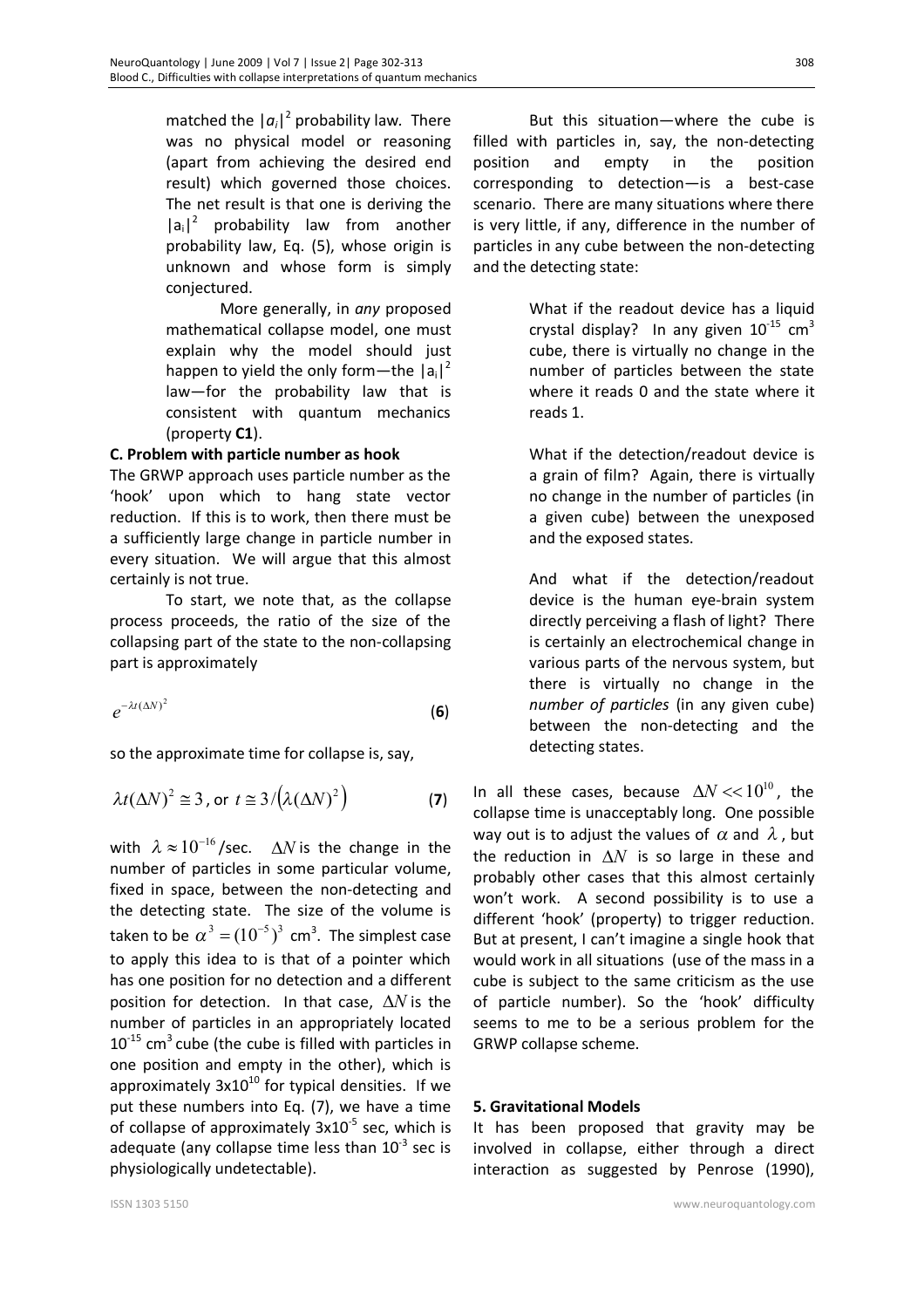matched the $|a_i|^2$ probability law. There was no physical model or reasoning (apart from achieving the desired end result) which governed those choices. The net result is that one is deriving the $|a_i|^2$ probability law from another probability law, Eq. (5), whose origin is unknown and whose form is simply conjectured.

More generally, in *any* proposed mathematical collapse model, one must explain why the model should just happen to yield the only form—the $|a_i|^2$ law—for the probability law that is consistent with quantum mechanics (property **C1**).

**C. Problem with particle number as hook**

The GRWP approach uses particle number as the 'hook' upon which to hang state vector reduction. If this is to work, then there must be a sufficiently large change in particle number in every situation. We will argue that this almost certainly is not true.

To start, we note that, as the collapse process proceeds, the ratio of the size of the collapsing part of the state to the non-collapsing part is approximately

$$e^{-\lambda t(\Delta N)^2} \qquad (\mathbf{6})$$

so the approximate time for collapse is, say,

$$\lambda t(\Delta N)^2 \cong 3\text{, or } t \cong 3/\left(\lambda(\Delta N)^2\right) \qquad (\mathbf{7})$$

with $\lambda \approx 10^{-16}$/sec. $\Delta N$ is the change in the number of particles in some particular volume, fixed in space, between the non-detecting and the detecting state. The size of the volume is taken to be $\alpha^3 = (10^{-5})^3$ cm$^3$. The simplest case to apply this idea to is that of a pointer which has one position for no detection and a different position for detection. In that case, $\Delta N$ is the number of particles in an appropriately located $10^{-15}$ cm$^3$ cube (the cube is filled with particles in one position and empty in the other), which is approximately $3\text{x}10^{10}$ for typical densities. If we put these numbers into Eq. (7), we have a time of collapse of approximately $3\text{x}10^{-5}$ sec, which is adequate (any collapse time less than $10^{-3}$ sec is physiologically undetectable).

But this situation—where the cube is filled with particles in, say, the non-detecting position and empty in the position corresponding to detection—is a best-case scenario. There are many situations where there is very little, if any, difference in the number of particles in any cube between the non-detecting and the detecting state:

> What if the readout device has a liquid crystal display? In any given $10^{-15}$ cm$^3$ cube, there is virtually no change in the number of particles between the state where it reads 0 and the state where it reads 1.
>
> What if the detection/readout device is a grain of film? Again, there is virtually no change in the number of particles (in a given cube) between the unexposed and the exposed states.
>
> And what if the detection/readout device is the human eye-brain system directly perceiving a flash of light? There is certainly an electrochemical change in various parts of the nervous system, but there is virtually no change in the *number of particles* (in any given cube) between the non-detecting and the detecting states.

In all these cases, because $\Delta N << 10^{10}$, the collapse time is unacceptably long. One possible way out is to adjust the values of $\alpha$ and $\lambda$, but the reduction in $\Delta N$ is so large in these and probably other cases that this almost certainly won't work. A second possibility is to use a different 'hook' (property) to trigger reduction. But at present, I can't imagine a single hook that would work in all situations (use of the mass in a cube is subject to the same criticism as the use of particle number). So the 'hook' difficulty seems to me to be a serious problem for the GRWP collapse scheme.

## 5. Gravitational Models

It has been proposed that gravity may be involved in collapse, either through a direct interaction as suggested by Penrose (1990),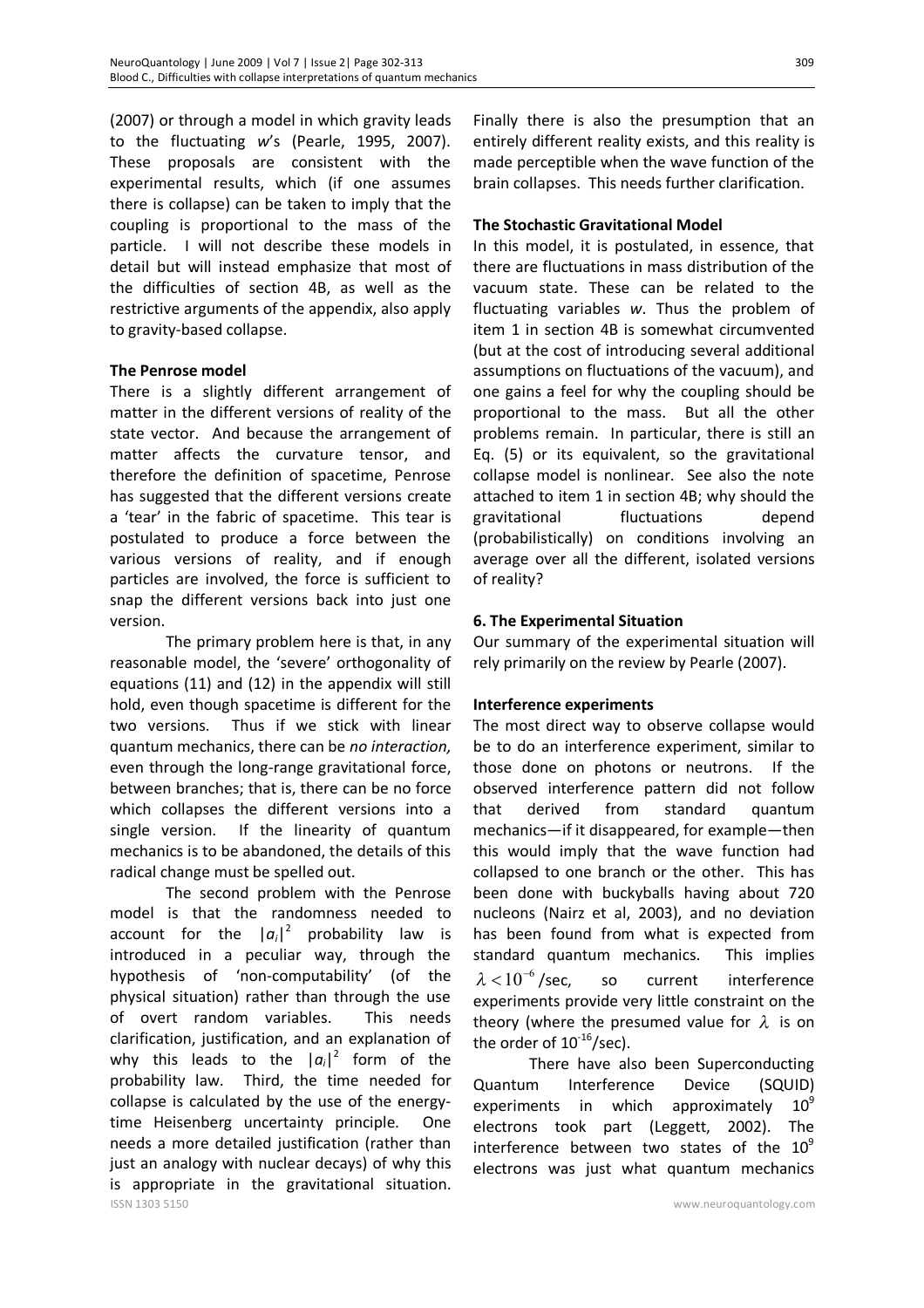(2007) or through a model in which gravity leads to the fluctuating *w*'s (Pearle, 1995, 2007). These proposals are consistent with the experimental results, which (if one assumes there is collapse) can be taken to imply that the coupling is proportional to the mass of the particle. I will not describe these models in detail but will instead emphasize that most of the difficulties of section 4B, as well as the restrictive arguments of the appendix, also apply to gravity-based collapse.

**The Penrose model**

There is a slightly different arrangement of matter in the different versions of reality of the state vector. And because the arrangement of matter affects the curvature tensor, and therefore the definition of spacetime, Penrose has suggested that the different versions create a 'tear' in the fabric of spacetime. This tear is postulated to produce a force between the various versions of reality, and if enough particles are involved, the force is sufficient to snap the different versions back into just one version.

The primary problem here is that, in any reasonable model, the 'severe' orthogonality of equations (11) and (12) in the appendix will still hold, even though spacetime is different for the two versions. Thus if we stick with linear quantum mechanics, there can be *no interaction,* even through the long-range gravitational force, between branches; that is, there can be no force which collapses the different versions into a single version. If the linearity of quantum mechanics is to be abandoned, the details of this radical change must be spelled out.

The second problem with the Penrose model is that the randomness needed to account for the $|a_i|^2$ probability law is introduced in a peculiar way, through the hypothesis of 'non-computability' (of the physical situation) rather than through the use of overt random variables. This needs clarification, justification, and an explanation of why this leads to the $|a_i|^2$ form of the probability law. Third, the time needed for collapse is calculated by the use of the energy-time Heisenberg uncertainty principle. One needs a more detailed justification (rather than just an analogy with nuclear decays) of why this is appropriate in the gravitational situation. Finally there is also the presumption that an entirely different reality exists, and this reality is made perceptible when the wave function of the brain collapses. This needs further clarification.

**The Stochastic Gravitational Model**

In this model, it is postulated, in essence, that there are fluctuations in mass distribution of the vacuum state. These can be related to the fluctuating variables *w*. Thus the problem of item 1 in section 4B is somewhat circumvented (but at the cost of introducing several additional assumptions on fluctuations of the vacuum), and one gains a feel for why the coupling should be proportional to the mass. But all the other problems remain. In particular, there is still an Eq. (5) or its equivalent, so the gravitational collapse model is nonlinear. See also the note attached to item 1 in section 4B; why should the gravitational fluctuations depend (probabilistically) on conditions involving an average over all the different, isolated versions of reality?

## 6. The Experimental Situation

Our summary of the experimental situation will rely primarily on the review by Pearle (2007).

**Interference experiments**

The most direct way to observe collapse would be to do an interference experiment, similar to those done on photons or neutrons. If the observed interference pattern did not follow that derived from standard quantum mechanics—if it disappeared, for example—then this would imply that the wave function had collapsed to one branch or the other. This has been done with buckyballs having about 720 nucleons (Nairz et al, 2003), and no deviation has been found from what is expected from standard quantum mechanics. This implies $\lambda < 10^{-6}$/sec, so current interference experiments provide very little constraint on the theory (where the presumed value for $\lambda$ is on the order of $10^{-16}$/sec).

There have also been Superconducting Quantum Interference Device (SQUID) experiments in which approximately $10^9$ electrons took part (Leggett, 2002). The interference between two states of the $10^9$ electrons was just what quantum mechanics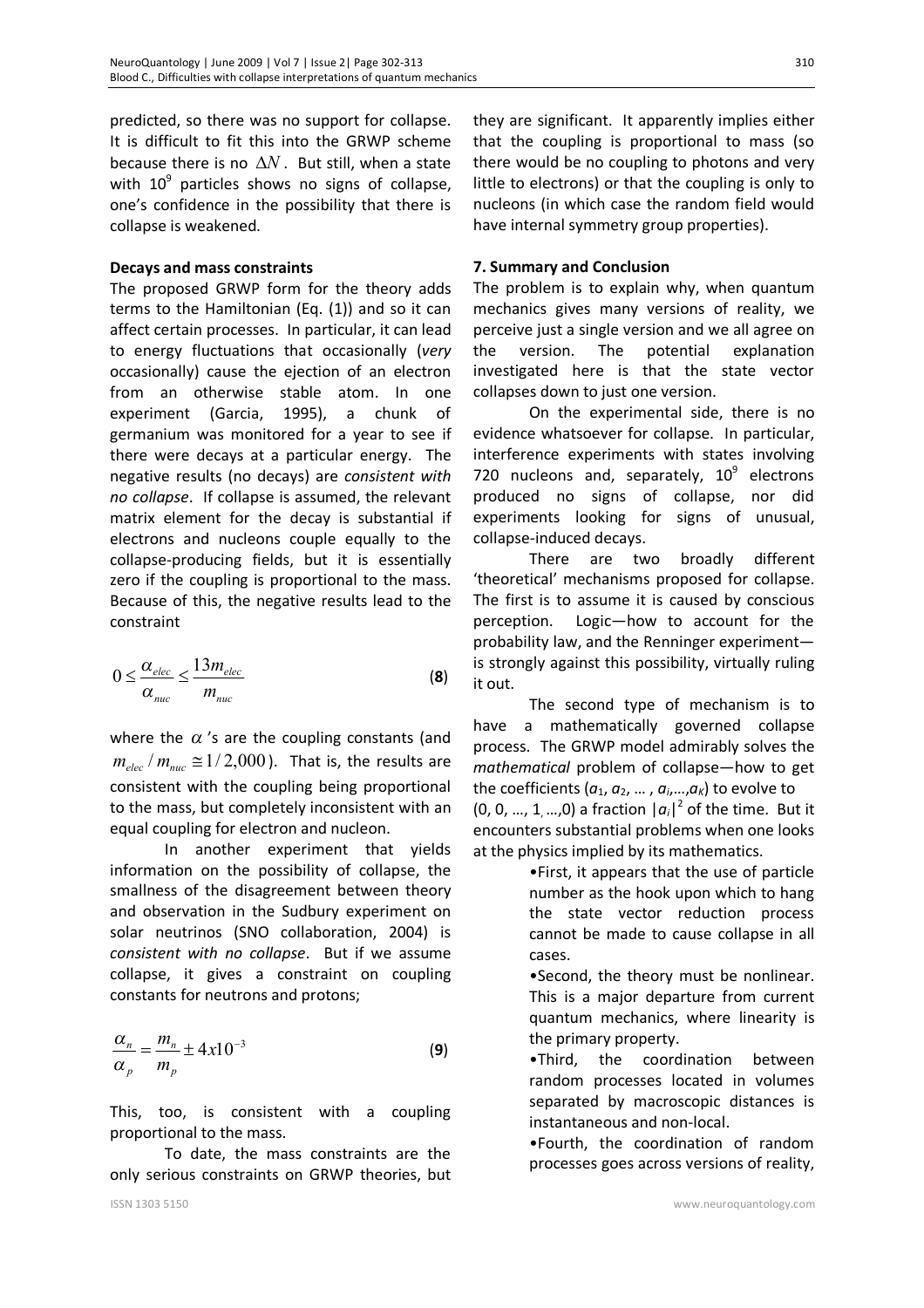predicted, so there was no support for collapse. It is difficult to fit this into the GRWP scheme because there is no $\Delta N$. But still, when a state with $10^9$ particles shows no signs of collapse, one's confidence in the possibility that there is collapse is weakened.

**Decays and mass constraints**

The proposed GRWP form for the theory adds terms to the Hamiltonian (Eq. (1)) and so it can affect certain processes. In particular, it can lead to energy fluctuations that occasionally (*very* occasionally) cause the ejection of an electron from an otherwise stable atom. In one experiment (Garcia, 1995), a chunk of germanium was monitored for a year to see if there were decays at a particular energy. The negative results (no decays) are *consistent with no collapse*. If collapse is assumed, the relevant matrix element for the decay is substantial if electrons and nucleons couple equally to the collapse-producing fields, but it is essentially zero if the coupling is proportional to the mass. Because of this, the negative results lead to the constraint

$$0 \leq \frac{\alpha_{elec}}{\alpha_{nuc}} \leq \frac{13m_{elec}}{m_{nuc}} \qquad \textbf{(8)}$$

where the $\alpha$'s are the coupling constants (and $m_{elec}/m_{nuc} \cong 1/2{,}000$). That is, the results are consistent with the coupling being proportional to the mass, but completely inconsistent with an equal coupling for electron and nucleon.

In another experiment that yields information on the possibility of collapse, the smallness of the disagreement between theory and observation in the Sudbury experiment on solar neutrinos (SNO collaboration, 2004) is *consistent with no collapse*. But if we assume collapse, it gives a constraint on coupling constants for neutrons and protons;

$$\frac{\alpha_n}{\alpha_p} = \frac{m_n}{m_p} \pm 4x10^{-3} \qquad \textbf{(9)}$$

This, too, is consistent with a coupling proportional to the mass.

To date, the mass constraints are the only serious constraints on GRWP theories, but they are significant. It apparently implies either that the coupling is proportional to mass (so there would be no coupling to photons and very little to electrons) or that the coupling is only to nucleons (in which case the random field would have internal symmetry group properties).

## 7. Summary and Conclusion

The problem is to explain why, when quantum mechanics gives many versions of reality, we perceive just a single version and we all agree on the version. The potential explanation investigated here is that the state vector collapses down to just one version.

On the experimental side, there is no evidence whatsoever for collapse. In particular, interference experiments with states involving 720 nucleons and, separately, $10^9$ electrons produced no signs of collapse, nor did experiments looking for signs of unusual, collapse-induced decays.

There are two broadly different 'theoretical' mechanisms proposed for collapse. The first is to assume it is caused by conscious perception. Logic—how to account for the probability law, and the Renninger experiment—is strongly against this possibility, virtually ruling it out.

The second type of mechanism is to have a mathematically governed collapse process. The GRWP model admirably solves the *mathematical* problem of collapse—how to get the coefficients ($a_1$, $a_2$, … , $a_i$,…,$a_K$) to evolve to (0, 0, …, 1, …,0) a fraction $|a_i|^2$ of the time. But it encounters substantial problems when one looks at the physics implied by its mathematics.

- First, it appears that the use of particle number as the hook upon which to hang the state vector reduction process cannot be made to cause collapse in all cases.
- Second, the theory must be nonlinear. This is a major departure from current quantum mechanics, where linearity is the primary property.
- Third, the coordination between random processes located in volumes separated by macroscopic distances is instantaneous and non-local.
- Fourth, the coordination of random processes goes across versions of reality,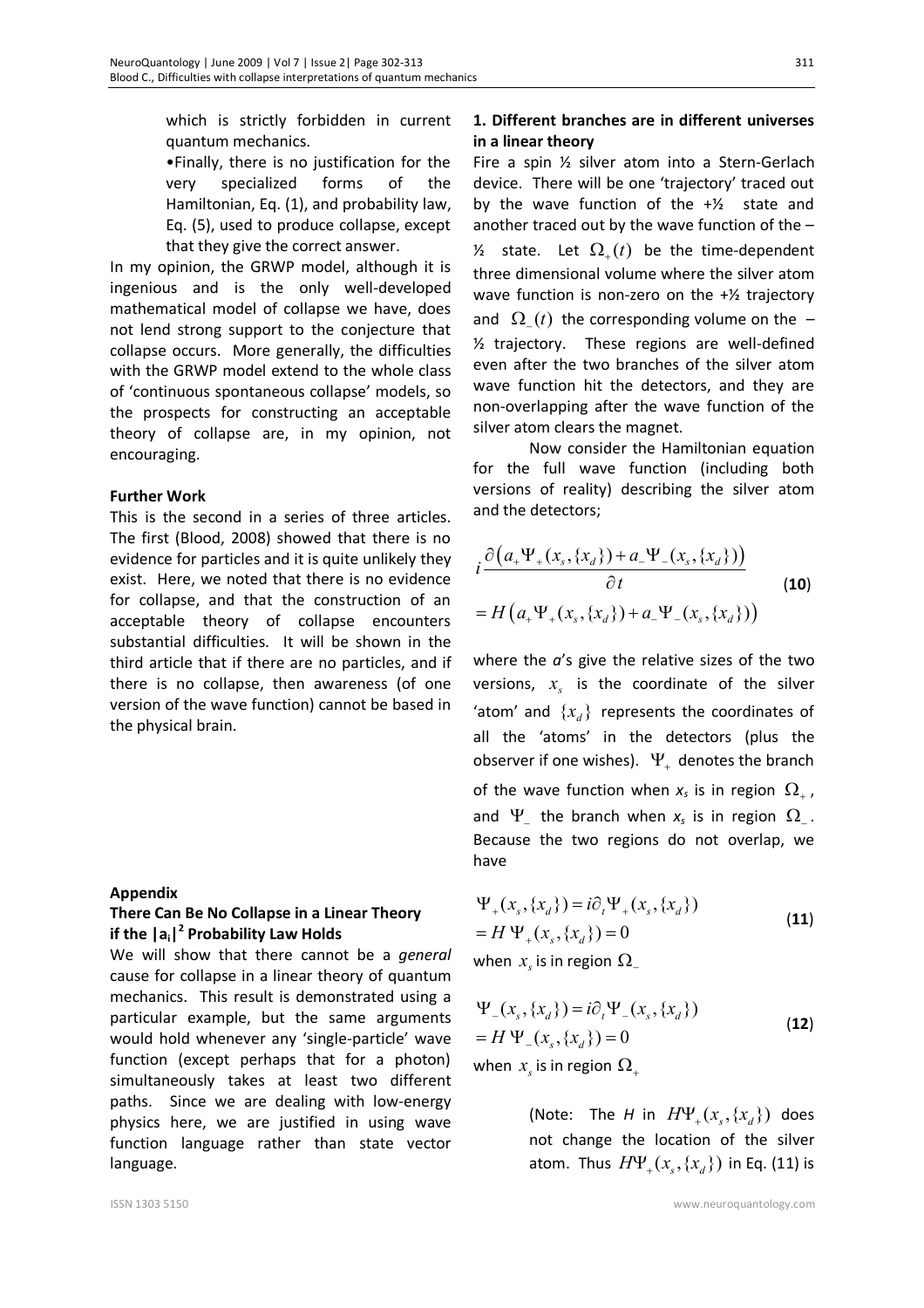which is strictly forbidden in current quantum mechanics.

•Finally, there is no justification for the very specialized forms of the Hamiltonian, Eq. (1), and probability law, Eq. (5), used to produce collapse, except that they give the correct answer.

In my opinion, the GRWP model, although it is ingenious and is the only well-developed mathematical model of collapse we have, does not lend strong support to the conjecture that collapse occurs. More generally, the difficulties with the GRWP model extend to the whole class of 'continuous spontaneous collapse' models, so the prospects for constructing an acceptable theory of collapse are, in my opinion, not encouraging.

### Further Work

This is the second in a series of three articles. The first (Blood, 2008) showed that there is no evidence for particles and it is quite unlikely they exist. Here, we noted that there is no evidence for collapse, and that the construction of an acceptable theory of collapse encounters substantial difficulties. It will be shown in the third article that if there are no particles, and if there is no collapse, then awareness (of one version of the wave function) cannot be based in the physical brain.

## Appendix

### There Can Be No Collapse in a Linear Theory if the $|a_i|^2$ Probability Law Holds

We will show that there cannot be a *general* cause for collapse in a linear theory of quantum mechanics. This result is demonstrated using a particular example, but the same arguments would hold whenever any 'single-particle' wave function (except perhaps that for a photon) simultaneously takes at least two different paths. Since we are dealing with low-energy physics here, we are justified in using wave function language rather than state vector language.

#### 1. Different branches are in different universes in a linear theory

Fire a spin ½ silver atom into a Stern-Gerlach device. There will be one 'trajectory' traced out by the wave function of the +½ state and another traced out by the wave function of the –½ state. Let $\Omega_+(t)$ be the time-dependent three dimensional volume where the silver atom wave function is non-zero on the +½ trajectory and $\Omega_-(t)$ the corresponding volume on the –½ trajectory. These regions are well-defined even after the two branches of the silver atom wave function hit the detectors, and they are non-overlapping after the wave function of the silver atom clears the magnet.

Now consider the Hamiltonian equation for the full wave function (including both versions of reality) describing the silver atom and the detectors;

$$i\frac{\partial\left(a_+\Psi_+(x_s,\{x_d\})+a_-\Psi_-(x_s,\{x_d\})\right)}{\partial t} = H\left(a_+\Psi_+(x_s,\{x_d\})+a_-\Psi_-(x_s,\{x_d\})\right) \quad (10)$$

where the *a*'s give the relative sizes of the two versions, $x_s$ is the coordinate of the silver 'atom' and $\{x_d\}$ represents the coordinates of all the 'atoms' in the detectors (plus the observer if one wishes). $\Psi_+$ denotes the branch of the wave function when $x_s$ is in region $\Omega_+$, and $\Psi_-$ the branch when $x_s$ is in region $\Omega_-$. Because the two regions do not overlap, we have

$$\Psi_+(x_s,\{x_d\}) = i\partial_t\Psi_+(x_s,\{x_d\}) = H\,\Psi_+(x_s,\{x_d\}) = 0 \quad (11)$$

when $x_s$ is in region $\Omega_-$

$$\Psi_-(x_s,\{x_d\}) = i\partial_t\Psi_-(x_s,\{x_d\}) = H\,\Psi_-(x_s,\{x_d\}) = 0 \quad (12)$$

when $x_s$ is in region $\Omega_+$

(Note: The *H* in $H\Psi_+(x_s,\{x_d\})$ does not change the location of the silver atom. Thus $H\Psi_+(x_s,\{x_d\})$ in Eq. (11) is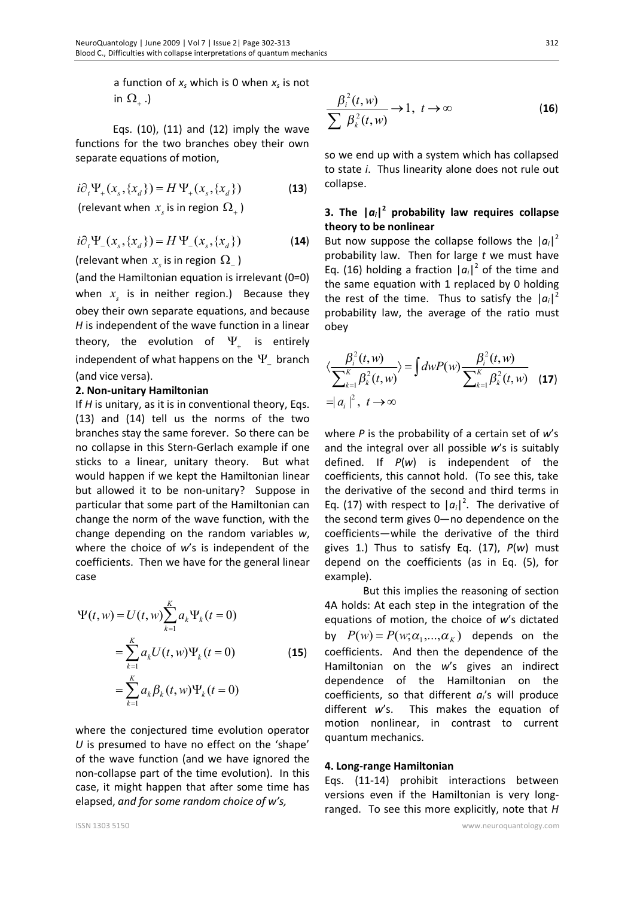a function of $x_s$ which is 0 when $x_s$ is not in $\Omega_+$.)

Eqs. (10), (11) and (12) imply the wave functions for the two branches obey their own separate equations of motion,

$$i\partial_t \Psi_+(x_s, \{x_d\}) = H\,\Psi_+(x_s, \{x_d\}) \qquad \textbf{(13)}$$

(relevant when $x_s$ is in region $\Omega_+$)

$$i\partial_t \Psi_-(x_s, \{x_d\}) = H\,\Psi_-(x_s, \{x_d\}) \qquad \textbf{(14)}$$

(relevant when $x_s$ is in region $\Omega_-$)

(and the Hamiltonian equation is irrelevant (0=0) when $x_s$ is in neither region.) Because they obey their own separate equations, and because $H$ is independent of the wave function in a linear theory, the evolution of $\Psi_+$ is entirely independent of what happens on the $\Psi_-$ branch (and vice versa).

### 2. Non-unitary Hamiltonian

If $H$ is unitary, as it is in conventional theory, Eqs. (13) and (14) tell us the norms of the two branches stay the same forever. So there can be no collapse in this Stern-Gerlach example if one sticks to a linear, unitary theory. But what would happen if we kept the Hamiltonian linear but allowed it to be non-unitary? Suppose in particular that some part of the Hamiltonian can change the norm of the wave function, with the change depending on the random variables $w$, where the choice of $w$'s is independent of the coefficients. Then we have for the general linear case

$$\begin{aligned}\Psi(t,w) &= U(t,w)\sum_{k=1}^{K} a_k \Psi_k(t=0) \\ &= \sum_{k=1}^{K} a_k U(t,w)\Psi_k(t=0) \\ &= \sum_{k=1}^{K} a_k \beta_k(t,w)\Psi_k(t=0)\end{aligned} \qquad \textbf{(15)}$$

where the conjectured time evolution operator $U$ is presumed to have no effect on the 'shape' of the wave function (and we have ignored the non-collapse part of the time evolution). In this case, it might happen that after some time has elapsed, *and for some random choice of w's,*

$$\frac{\beta_i^2(t,w)}{\sum \beta_k^2(t,w)} \to 1,\ t\to\infty \qquad \textbf{(16)}$$

so we end up with a system which has collapsed to state $i$. Thus linearity alone does not rule out collapse.

### 3. The $|a_i|^2$ probability law requires collapse theory to be nonlinear

But now suppose the collapse follows the $|a_i|^2$ probability law. Then for large $t$ we must have Eq. (16) holding a fraction $|a_i|^2$ of the time and the same equation with 1 replaced by 0 holding the rest of the time. Thus to satisfy the $|a_i|^2$ probability law, the average of the ratio must obey

$$\left\langle \frac{\beta_i^2(t,w)}{\sum_{k=1}^{K}\beta_k^2(t,w)} \right\rangle = \int dw P(w) \frac{\beta_i^2(t,w)}{\sum_{k=1}^{K}\beta_k^2(t,w)} = |a_i|^2,\ t\to\infty \qquad \textbf{(17)}$$

where $P$ is the probability of a certain set of $w$'s and the integral over all possible $w$'s is suitably defined. If $P(w)$ is independent of the coefficients, this cannot hold. (To see this, take the derivative of the second and third terms in Eq. (17) with respect to $|a_i|^2$. The derivative of the second term gives 0—no dependence on the coefficients—while the derivative of the third gives 1.) Thus to satisfy Eq. (17), $P(w)$ must depend on the coefficients (as in Eq. (5), for example).

But this implies the reasoning of section 4A holds: At each step in the integration of the equations of motion, the choice of $w$'s dictated by $P(w) = P(w; \alpha_1, ..., \alpha_K)$ depends on the coefficients. And then the dependence of the Hamiltonian on the $w$'s gives an indirect dependence of the Hamiltonian on the coefficients, so that different $a_i$'s will produce different $w$'s. This makes the equation of motion nonlinear, in contrast to current quantum mechanics.

### 4. Long-range Hamiltonian

Eqs. (11-14) prohibit interactions between versions even if the Hamiltonian is very long-ranged. To see this more explicitly, note that $H$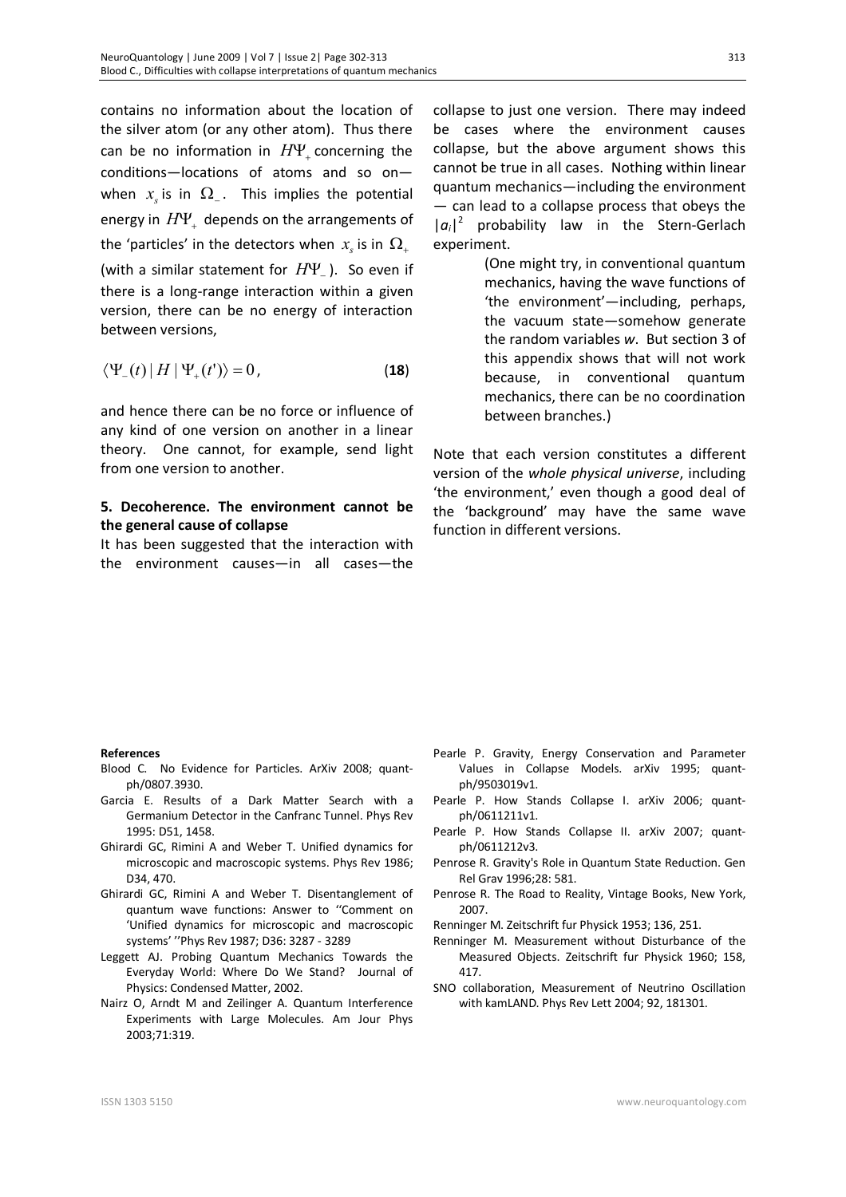contains no information about the location of the silver atom (or any other atom). Thus there can be no information in $H\Psi_+$ concerning the conditions—locations of atoms and so on—when $x_s$ is in $\Omega_-$. This implies the potential energy in $H\Psi_+$ depends on the arrangements of the 'particles' in the detectors when $x_s$ is in $\Omega_+$ (with a similar statement for $H\Psi_-$). So even if there is a long-range interaction within a given version, there can be no energy of interaction between versions,

$$\langle \Psi_-(t) | H | \Psi_+(t') \rangle = 0 , \qquad \textbf{(18)}$$

and hence there can be no force or influence of any kind of one version on another in a linear theory. One cannot, for example, send light from one version to another.

## 5. Decoherence. The environment cannot be the general cause of collapse

It has been suggested that the interaction with the environment causes—in all cases—the collapse to just one version. There may indeed be cases where the environment causes collapse, but the above argument shows this cannot be true in all cases. Nothing within linear quantum mechanics—including the environment — can lead to a collapse process that obeys the $|a_i|^2$ probability law in the Stern-Gerlach experiment.

> (One might try, in conventional quantum mechanics, having the wave functions of 'the environment'—including, perhaps, the vacuum state—somehow generate the random variables *w*. But section 3 of this appendix shows that will not work because, in conventional quantum mechanics, there can be no coordination between branches.)

Note that each version constitutes a different version of the *whole physical universe*, including 'the environment,' even though a good deal of the 'background' may have the same wave function in different versions.

**References**

Blood C. No Evidence for Particles. ArXiv 2008; quant-ph/0807.3930.

Garcia E. Results of a Dark Matter Search with a Germanium Detector in the Canfranc Tunnel. Phys Rev 1995: D51, 1458.

Ghirardi GC, Rimini A and Weber T. Unified dynamics for microscopic and macroscopic systems. Phys Rev 1986; D34, 470.

Ghirardi GC, Rimini A and Weber T. Disentanglement of quantum wave functions: Answer to ''Comment on 'Unified dynamics for microscopic and macroscopic systems' ''Phys Rev 1987; D36: 3287 - 3289

Leggett AJ. Probing Quantum Mechanics Towards the Everyday World: Where Do We Stand? Journal of Physics: Condensed Matter, 2002.

Nairz O, Arndt M and Zeilinger A. Quantum Interference Experiments with Large Molecules. Am Jour Phys 2003;71:319.

Pearle P. Gravity, Energy Conservation and Parameter Values in Collapse Models. arXiv 1995; quant-ph/9503019v1.

Pearle P. How Stands Collapse I. arXiv 2006; quant-ph/0611211v1.

Pearle P. How Stands Collapse II. arXiv 2007; quant-ph/0611212v3.

Penrose R. Gravity's Role in Quantum State Reduction. Gen Rel Grav 1996;28: 581.

Penrose R. The Road to Reality, Vintage Books, New York, 2007.

Renninger M. Zeitschrift fur Physick 1953; 136, 251.

Renninger M. Measurement without Disturbance of the Measured Objects. Zeitschrift fur Physick 1960; 158, 417.

SNO collaboration, Measurement of Neutrino Oscillation with kamLAND. Phys Rev Lett 2004; 92, 181301.